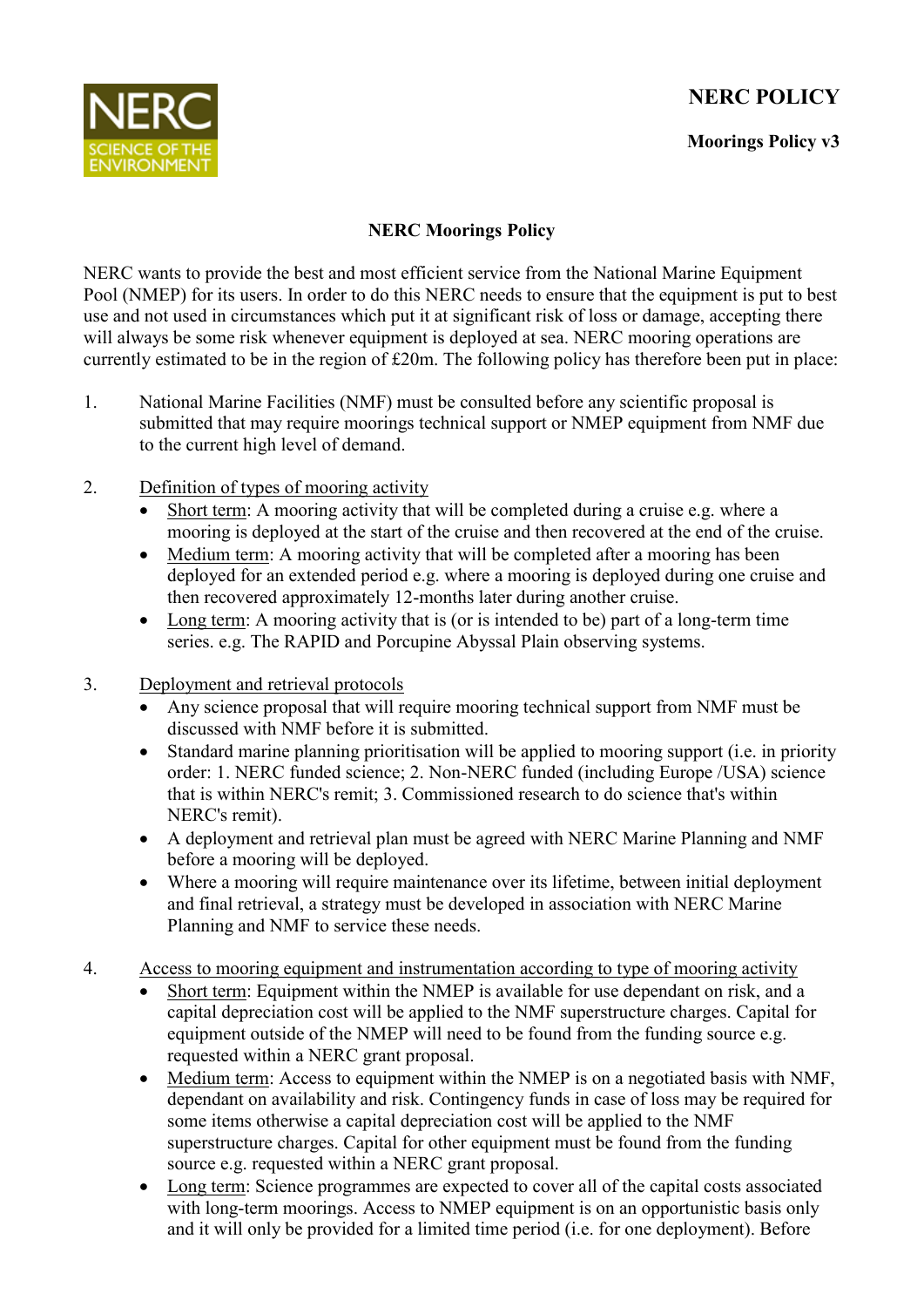**NERC POLICY**

**Moorings Policy v3**

# NERC Moorings Policy

NERC wants to provide the best and most efficient service from the National Marine Equipment Pool (NMEP) for its users. In order to do this NERC needs to ensure that the equipment is put to best use and not used in circumstances which put it at significant risk of loss or damage, accepting there will always be some risk whenever equipment is deployed at sea. NERC mooring operations are currently estimated to be in the region of £20m. The following policy has therefore been put in place:

1. National Marine Facilities (NMF) must be consulted before any scientific proposal is submitted that may require moorings technical support or NMEP equipment from NMF due to the current high level of demand.

2. Definition of types of mooring activity
   - Short term: A mooring activity that will be completed during a cruise e.g. where a mooring is deployed at the start of the cruise and then recovered at the end of the cruise.
   - Medium term: A mooring activity that will be completed after a mooring has been deployed for an extended period e.g. where a mooring is deployed during one cruise and then recovered approximately 12-months later during another cruise.
   - Long term: A mooring activity that is (or is intended to be) part of a long-term time series. e.g. The RAPID and Porcupine Abyssal Plain observing systems.

3. Deployment and retrieval protocols
   - Any science proposal that will require mooring technical support from NMF must be discussed with NMF before it is submitted.
   - Standard marine planning prioritisation will be applied to mooring support (i.e. in priority order: 1. NERC funded science; 2. Non-NERC funded (including Europe /USA) science that is within NERC's remit; 3. Commissioned research to do science that's within NERC's remit).
   - A deployment and retrieval plan must be agreed with NERC Marine Planning and NMF before a mooring will be deployed.
   - Where a mooring will require maintenance over its lifetime, between initial deployment and final retrieval, a strategy must be developed in association with NERC Marine Planning and NMF to service these needs.

4. Access to mooring equipment and instrumentation according to type of mooring activity
   - Short term: Equipment within the NMEP is available for use dependant on risk, and a capital depreciation cost will be applied to the NMF superstructure charges. Capital for equipment outside of the NMEP will need to be found from the funding source e.g. requested within a NERC grant proposal.
   - Medium term: Access to equipment within the NMEP is on a negotiated basis with NMF, dependant on availability and risk. Contingency funds in case of loss may be required for some items otherwise a capital depreciation cost will be applied to the NMF superstructure charges. Capital for other equipment must be found from the funding source e.g. requested within a NERC grant proposal.
   - Long term: Science programmes are expected to cover all of the capital costs associated with long-term moorings. Access to NMEP equipment is on an opportunistic basis only and it will only be provided for a limited time period (i.e. for one deployment). Before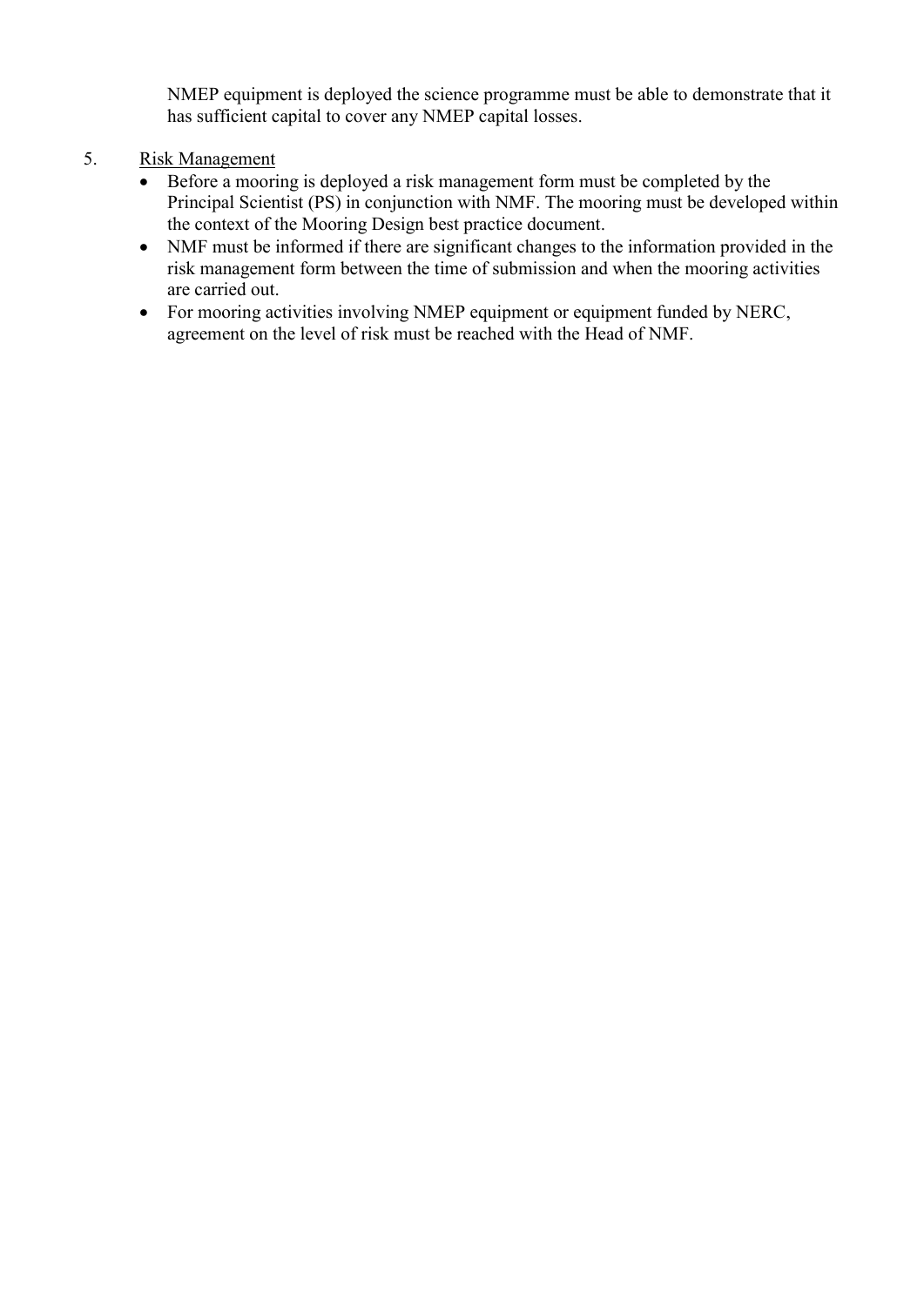NMEP equipment is deployed the science programme must be able to demonstrate that it has sufficient capital to cover any NMEP capital losses.

5. Risk Management

- Before a mooring is deployed a risk management form must be completed by the Principal Scientist (PS) in conjunction with NMF. The mooring must be developed within the context of the Mooring Design best practice document.
- NMF must be informed if there are significant changes to the information provided in the risk management form between the time of submission and when the mooring activities are carried out.
- For mooring activities involving NMEP equipment or equipment funded by NERC, agreement on the level of risk must be reached with the Head of NMF.